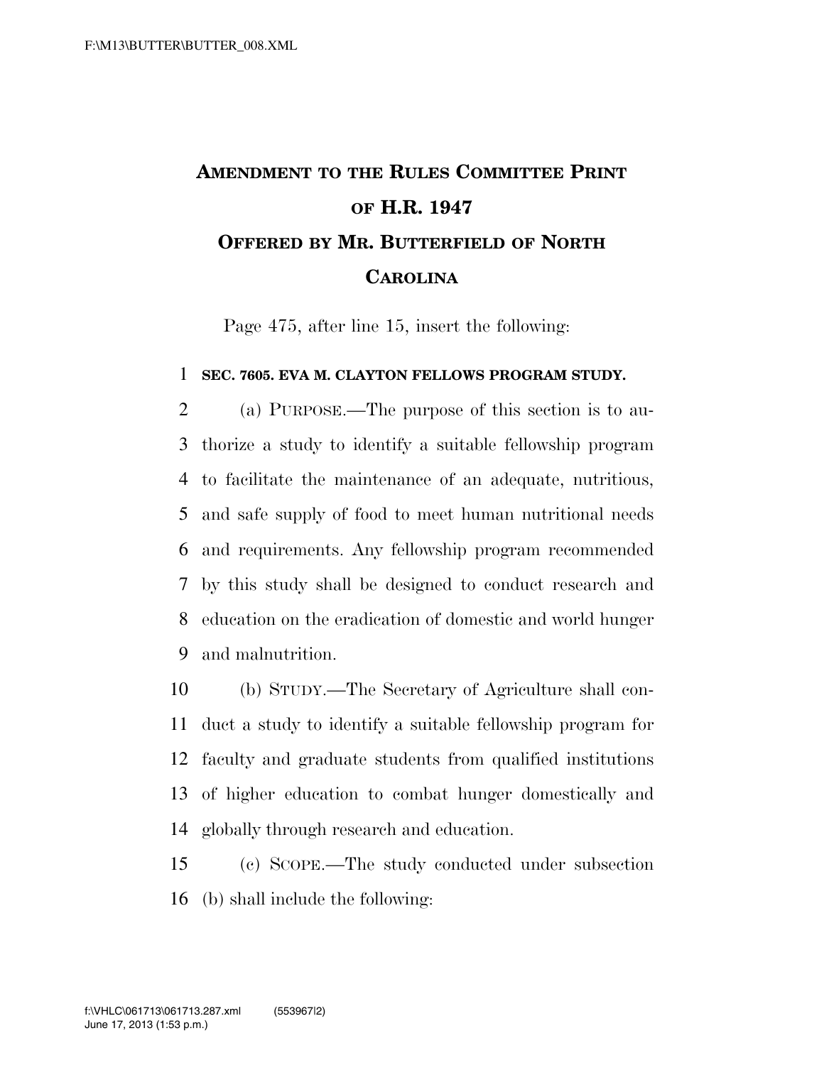# AMENDMENT TO THE RULES COMMITTEE PRINT OF H.R. 1947

## OFFERED BY MR. BUTTERFIELD OF NORTH CAROLINA

Page 475, after line 15, insert the following:

**SEC. 7605. EVA M. CLAYTON FELLOWS PROGRAM STUDY.**

(a) PURPOSE.—The purpose of this section is to authorize a study to identify a suitable fellowship program to facilitate the maintenance of an adequate, nutritious, and safe supply of food to meet human nutritional needs and requirements. Any fellowship program recommended by this study shall be designed to conduct research and education on the eradication of domestic and world hunger and malnutrition.

(b) STUDY.—The Secretary of Agriculture shall conduct a study to identify a suitable fellowship program for faculty and graduate students from qualified institutions of higher education to combat hunger domestically and globally through research and education.

(c) SCOPE.—The study conducted under subsection (b) shall include the following: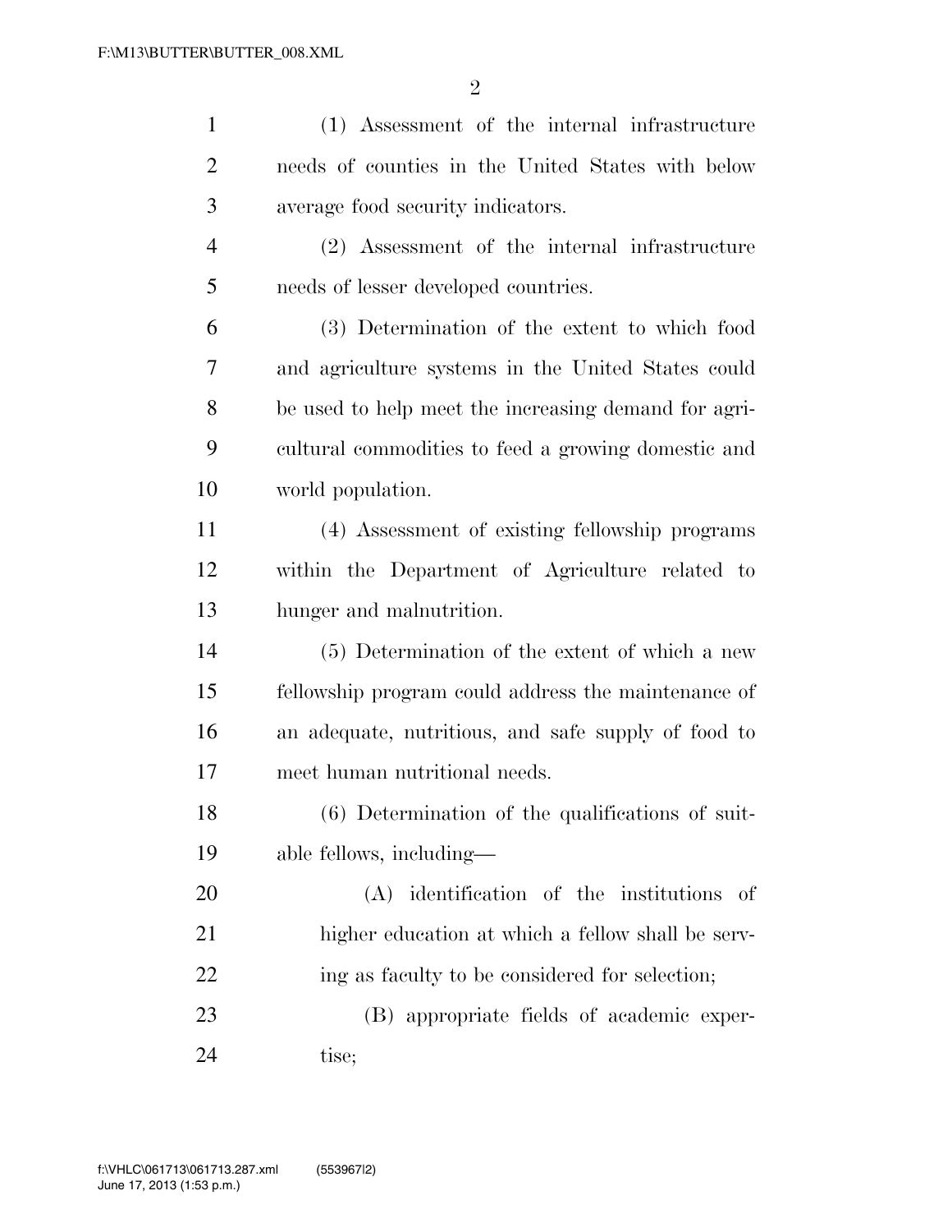(1) Assessment of the internal infrastructure needs of counties in the United States with below average food security indicators.

(2) Assessment of the internal infrastructure needs of lesser developed countries.

(3) Determination of the extent to which food and agriculture systems in the United States could be used to help meet the increasing demand for agricultural commodities to feed a growing domestic and world population.

(4) Assessment of existing fellowship programs within the Department of Agriculture related to hunger and malnutrition.

(5) Determination of the extent of which a new fellowship program could address the maintenance of an adequate, nutritious, and safe supply of food to meet human nutritional needs.

(6) Determination of the qualifications of suitable fellows, including—

(A) identification of the institutions of higher education at which a fellow shall be serving as faculty to be considered for selection;

(B) appropriate fields of academic expertise;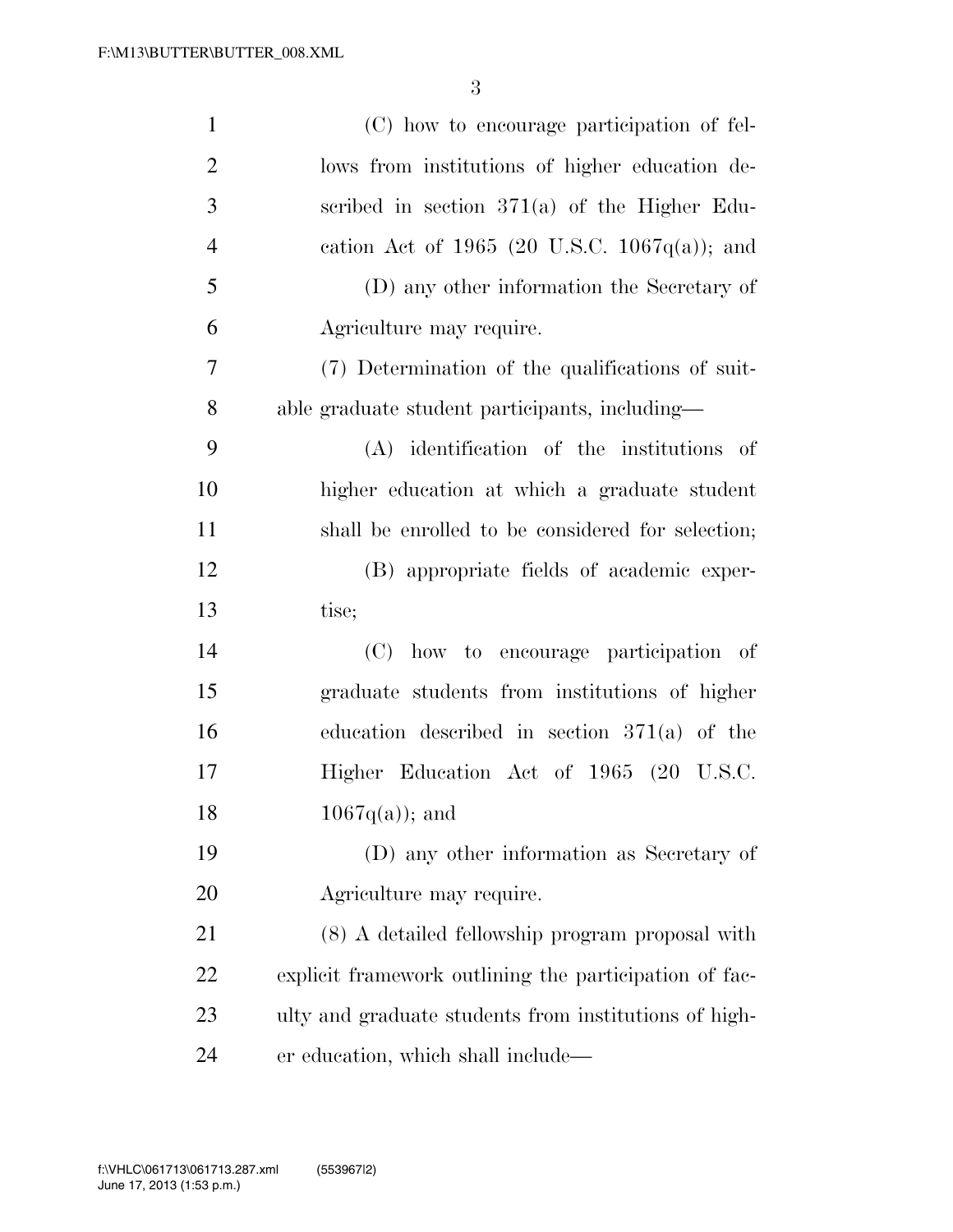(C) how to encourage participation of fellows from institutions of higher education described in section 371(a) of the Higher Education Act of 1965 (20 U.S.C. 1067q(a)); and

(D) any other information the Secretary of Agriculture may require.

(7) Determination of the qualifications of suitable graduate student participants, including—

(A) identification of the institutions of higher education at which a graduate student shall be enrolled to be considered for selection;

(B) appropriate fields of academic expertise;

(C) how to encourage participation of graduate students from institutions of higher education described in section 371(a) of the Higher Education Act of 1965 (20 U.S.C. 1067q(a)); and

(D) any other information as Secretary of Agriculture may require.

(8) A detailed fellowship program proposal with explicit framework outlining the participation of faculty and graduate students from institutions of higher education, which shall include—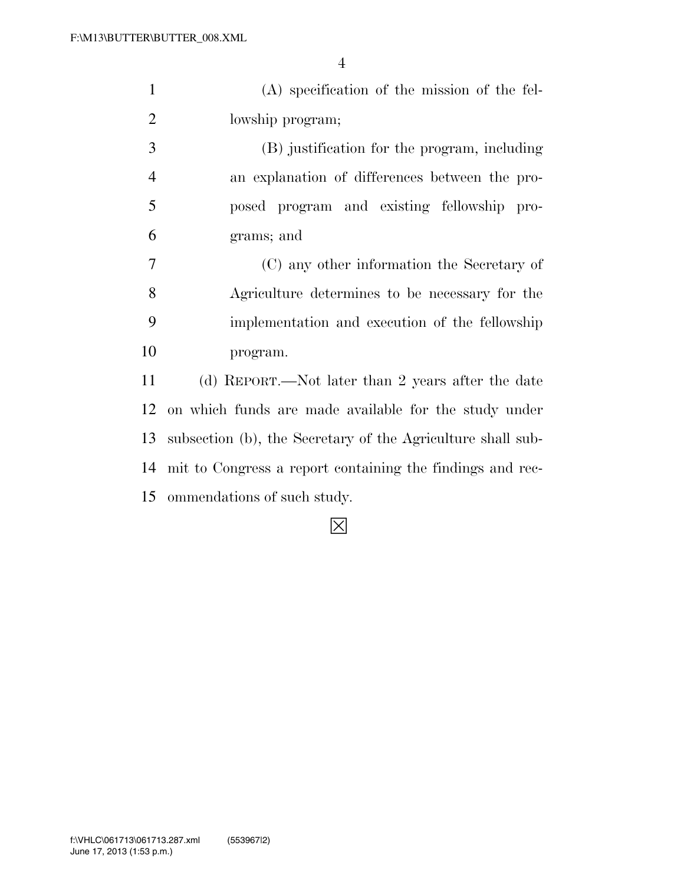(A) specification of the mission of the fellowship program;

(B) justification for the program, including an explanation of differences between the proposed program and existing fellowship programs; and

(C) any other information the Secretary of Agriculture determines to be necessary for the implementation and execution of the fellowship program.

(d) REPORT.—Not later than 2 years after the date on which funds are made available for the study under subsection (b), the Secretary of the Agriculture shall submit to Congress a report containing the findings and recommendations of such study.